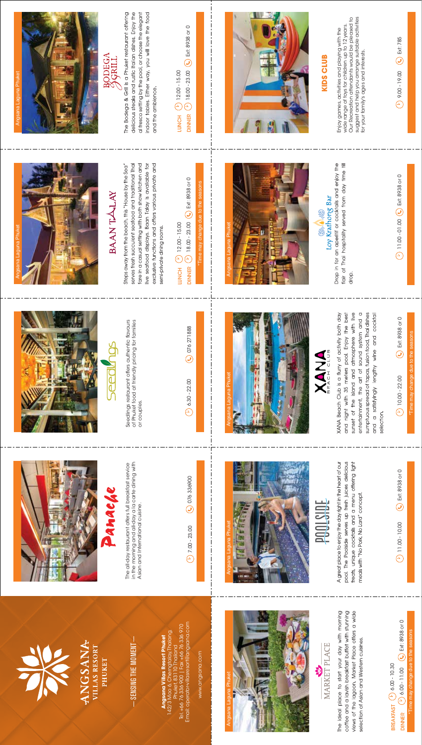# ANGSANA VILLAS RESORT PHUKET

— SENSING THE MOMENT —

**Angsana Villas Resort Phuket**
142/3 Moo 6, Cherngtalay,Thalang,
Phuket 83110 Thailand
Tel +66 76 336 900 | Fax +66 76 336 970
Email: operation.villasresort@angsana.com

www.angsana.com

Angsana Laguna Phuket

## MARKET PLACE

The ideal place to start your day with morning coffee and a lavish breakfast buffet with stunning views of the lagoon, Market Place offers a wide selection of Asian and Western cuisines.

BREAKFAST 6.00 - 10.30
DINNER 6.00 - 11.00 Ext: 8938 or 0

*Time may change due to the seasons

## Panache

The all-day restaurant offers full breakfast service in the morning and all-day a la carte dining with Asian and International cuisine.

7.00 - 23.00 076 336900

Angsana Laguna Phuket

## POOLSIDE

A great place to enjoy the day right in the heart of our pool. The Poolside serves up fresh juices delicious treats, unique cocktails and a menu offering light meals with "No Park, No Lard" concept.

11.00 - 10.00 Ext: 8938 or 0

## Seedlings

Seedlings restaurant offers authentic flavours of Phuket food at friendly pricing for families or couples.

6.30 - 22.00 076 271888

Angsana Laguna Phuket

## XANA BEACH CLUB

XANA Beach Club is a flurry of activity both day and night with 35 meters pool. Enjoy the best sunset of the island and atmosphere with live entertainment, the art of sound system and a sumptuous spread of tapas, fusion food, Thai dishes and a satisfyingly lengthy wine and cocktail selection.

10.00 - 22.00 Ext: 8938 or 0

*Time may change due to the seasons

Angsana Laguna Phuket

## BAAN TALAY

Steps away from the beach, this "House by the Sea" serves fresh succulent seafood and traditional thai fare in a casual setting with both show kitchen and live seafood displays. Baan Talay is available for exclusive functions and offers various private and semi-private dining rooms.

LUNCH 12.00 - 15.00
DINNER 18.00 - 23.00 Ext: 8938 or 0

*Time may change due to the seasons

Angsana Laguna Phuket

## Loy Krathong Bar

Drop in for an aperitif or cocktails and enjoy the flair of Thai hospitality served from day time till drop.

11.00 - 01.00 Ext: 8938 or 0

Angsana Laguna Phuket

## BODEGA & GRILL

The Bodega & Grill is a Phuket restaurant offering delicious steaks and rustic Italian dishes. Enjoy the al fresco setting by the pool, or choose the elegant indoor tables. Either way, you will love the food and the ambience.

LUNCH 12.00 - 15.00
DINNER 18.00 - 23.00 Ext: 8938 or 0

## KIDS CLUB

Enjoy games, activities and playing with the wide range of toys for children up to 12 years. Our Recreation attendants would be pleased to suggest and help you arrange suitable activities for your family's ages and interests.

9.00 - 19.00 Ext: 785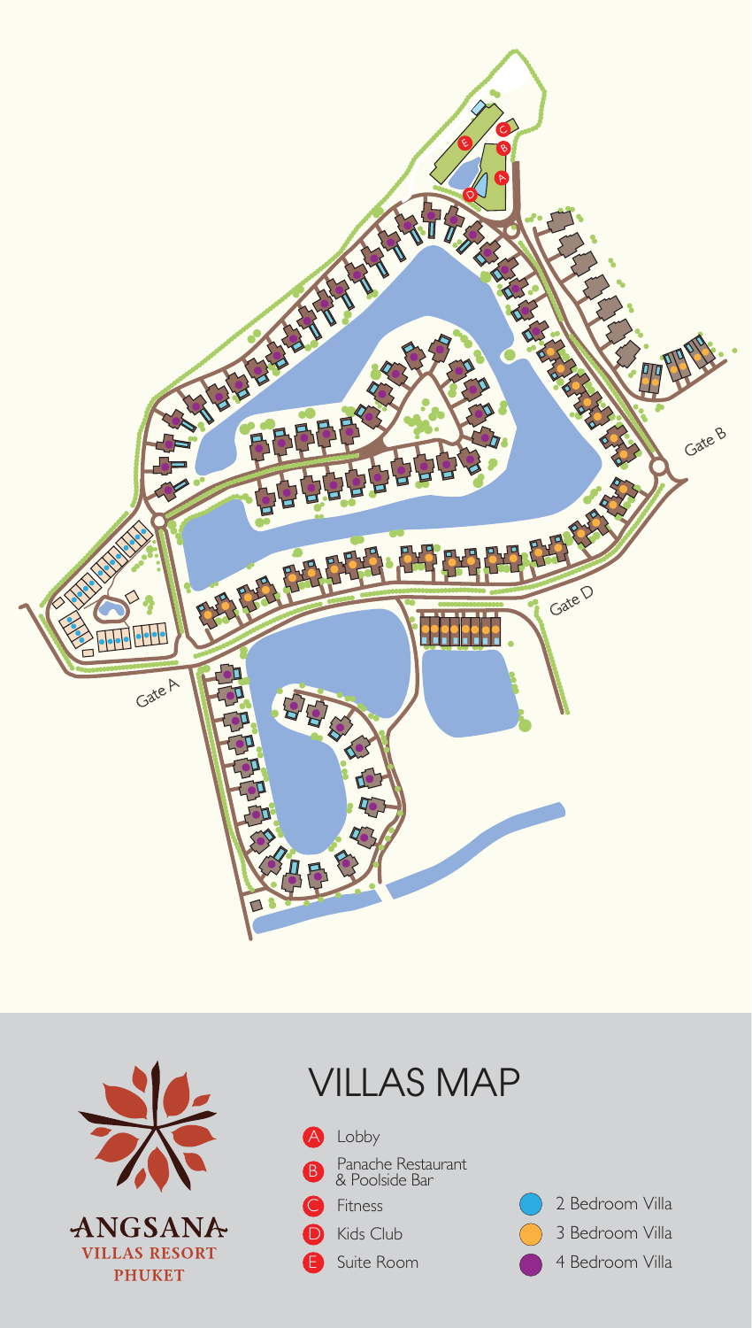Gate A

Gate B

Gate D

ANGSANA
VILLAS RESORT
PHUKET

# VILLAS MAP

- A Lobby
- B Panache Restaurant & Poolside Bar
- C Fitness
- D Kids Club
- E Suite Room

- 2 Bedroom Villa
- 3 Bedroom Villa
- 4 Bedroom Villa